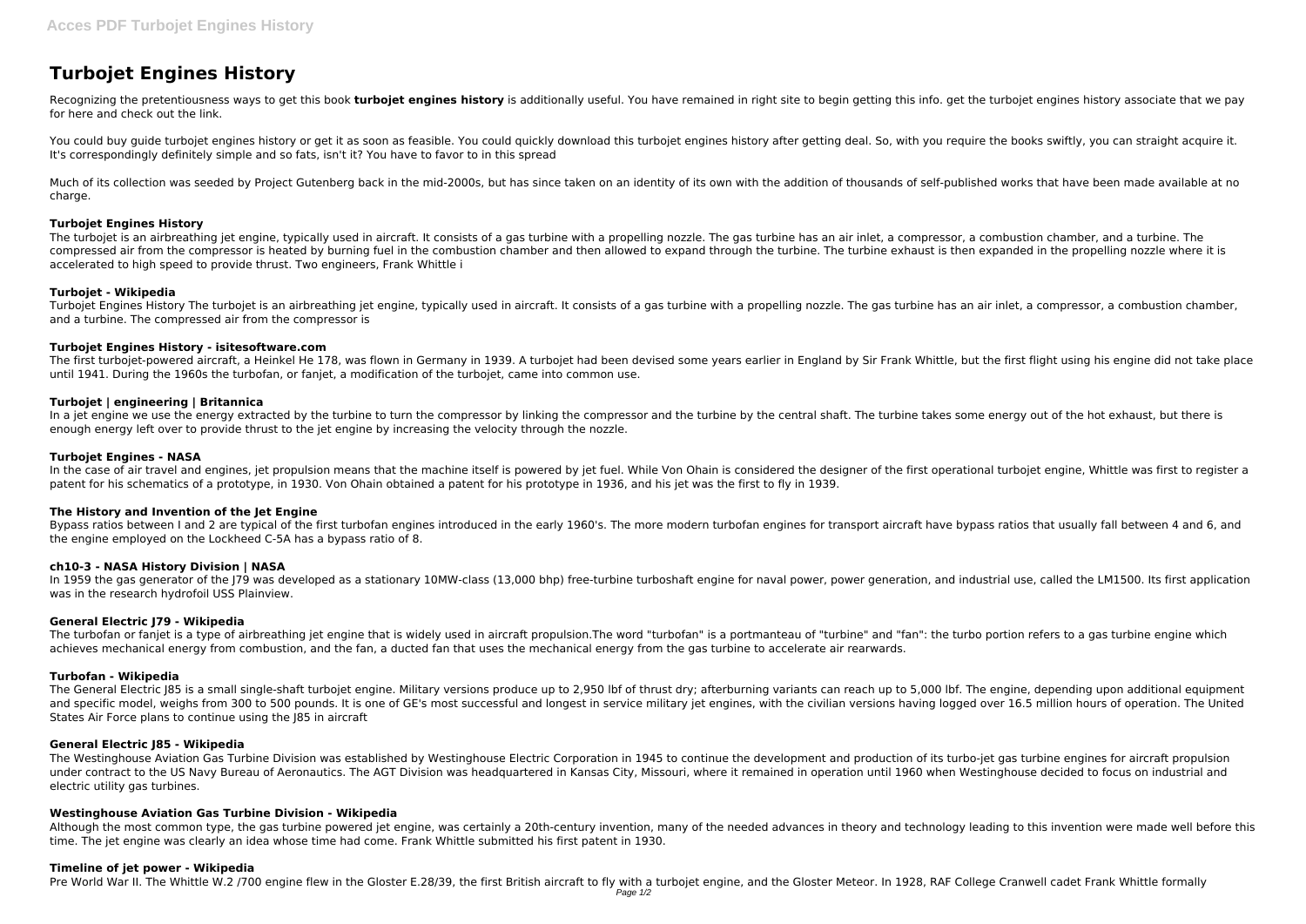# Turbojet Engines History

Recognizing the pretentiousness ways to get this book **turbojet engines history** is additionally useful. You have remained in right site to begin getting this info. get the turbojet engines history associate that we pay for here and check out the link.

You could buy guide turbojet engines history or get it as soon as feasible. You could quickly download this turbojet engines history after getting deal. So, with you require the books swiftly, you can straight acquire it. It's correspondingly definitely simple and so fats, isn't it? You have to favor to in this spread

Much of its collection was seeded by Project Gutenberg back in the mid-2000s, but has since taken on an identity of its own with the addition of thousands of self-published works that have been made available at no charge.

### Turbojet Engines History

The turbojet is an airbreathing jet engine, typically used in aircraft. It consists of a gas turbine with a propelling nozzle. The gas turbine has an air inlet, a compressor, a combustion chamber, and a turbine. The compressed air from the compressor is heated by burning fuel in the combustion chamber and then allowed to expand through the turbine. The turbine exhaust is then expanded in the propelling nozzle where it is accelerated to high speed to provide thrust. Two engineers, Frank Whittle i

### Turbojet - Wikipedia

Turbojet Engines History The turbojet is an airbreathing jet engine, typically used in aircraft. It consists of a gas turbine with a propelling nozzle. The gas turbine has an air inlet, a compressor, a combustion chamber, and a turbine. The compressed air from the compressor is

### Turbojet Engines History - isitesoftware.com

The first turbojet-powered aircraft, a Heinkel He 178, was flown in Germany in 1939. A turbojet had been devised some years earlier in England by Sir Frank Whittle, but the first flight using his engine did not take place until 1941. During the 1960s the turbofan, or fanjet, a modification of the turbojet, came into common use.

### Turbojet | engineering | Britannica

In a jet engine we use the energy extracted by the turbine to turn the compressor by linking the compressor and the turbine by the central shaft. The turbine takes some energy out of the hot exhaust, but there is enough energy left over to provide thrust to the jet engine by increasing the velocity through the nozzle.

### Turbojet Engines - NASA

In the case of air travel and engines, jet propulsion means that the machine itself is powered by jet fuel. While Von Ohain is considered the designer of the first operational turbojet engine, Whittle was first to register a patent for his schematics of a prototype, in 1930. Von Ohain obtained a patent for his prototype in 1936, and his jet was the first to fly in 1939.

### The History and Invention of the Jet Engine

Bypass ratios between I and 2 are typical of the first turbofan engines introduced in the early 1960's. The more modern turbofan engines for transport aircraft have bypass ratios that usually fall between 4 and 6, and the engine employed on the Lockheed C-5A has a bypass ratio of 8.

### ch10-3 - NASA History Division | NASA

In 1959 the gas generator of the J79 was developed as a stationary 10MW-class (13,000 bhp) free-turbine turboshaft engine for naval power, power generation, and industrial use, called the LM1500. Its first application was in the research hydrofoil USS Plainview.

### General Electric J79 - Wikipedia

The turbofan or fanjet is a type of airbreathing jet engine that is widely used in aircraft propulsion.The word "turbofan" is a portmanteau of "turbine" and "fan": the turbo portion refers to a gas turbine engine which achieves mechanical energy from combustion, and the fan, a ducted fan that uses the mechanical energy from the gas turbine to accelerate air rearwards.

### Turbofan - Wikipedia

The General Electric J85 is a small single-shaft turbojet engine. Military versions produce up to 2,950 lbf of thrust dry; afterburning variants can reach up to 5,000 lbf. The engine, depending upon additional equipment and specific model, weighs from 300 to 500 pounds. It is one of GE's most successful and longest in service military jet engines, with the civilian versions having logged over 16.5 million hours of operation. The United States Air Force plans to continue using the J85 in aircraft

### General Electric J85 - Wikipedia

The Westinghouse Aviation Gas Turbine Division was established by Westinghouse Electric Corporation in 1945 to continue the development and production of its turbo-jet gas turbine engines for aircraft propulsion under contract to the US Navy Bureau of Aeronautics. The AGT Division was headquartered in Kansas City, Missouri, where it remained in operation until 1960 when Westinghouse decided to focus on industrial and electric utility gas turbines.

### Westinghouse Aviation Gas Turbine Division - Wikipedia

Although the most common type, the gas turbine powered jet engine, was certainly a 20th-century invention, many of the needed advances in theory and technology leading to this invention were made well before this time. The jet engine was clearly an idea whose time had come. Frank Whittle submitted his first patent in 1930.

### Timeline of jet power - Wikipedia

Pre World War II. The Whittle W.2 /700 engine flew in the Gloster E.28/39, the first British aircraft to fly with a turbojet engine, and the Gloster Meteor. In 1928, RAF College Cranwell cadet Frank Whittle formally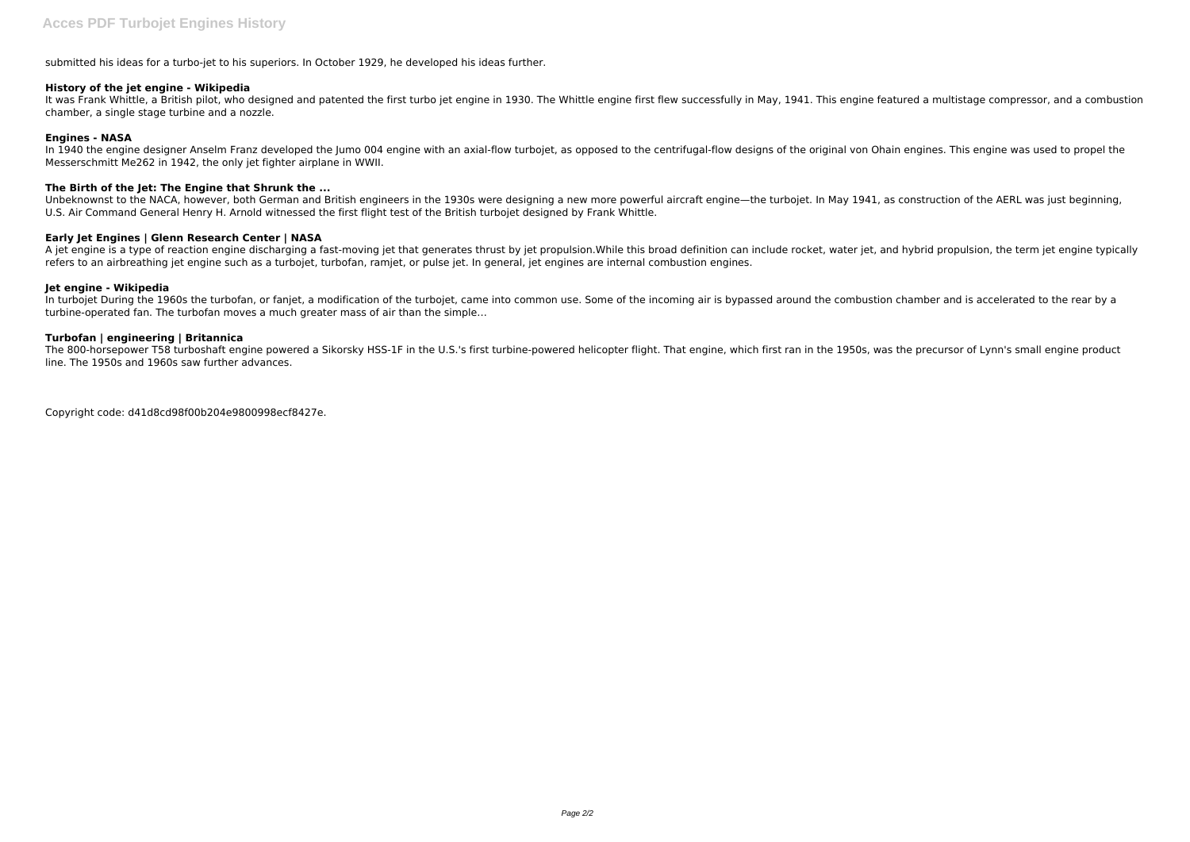submitted his ideas for a turbo-jet to his superiors. In October 1929, he developed his ideas further.

### History of the jet engine - Wikipedia

It was Frank Whittle, a British pilot, who designed and patented the first turbo jet engine in 1930. The Whittle engine first flew successfully in May, 1941. This engine featured a multistage compressor, and a combustion chamber, a single stage turbine and a nozzle.

### Engines - NASA

In 1940 the engine designer Anselm Franz developed the Jumo 004 engine with an axial-flow turbojet, as opposed to the centrifugal-flow designs of the original von Ohain engines. This engine was used to propel the Messerschmitt Me262 in 1942, the only jet fighter airplane in WWII.

### The Birth of the Jet: The Engine that Shrunk the ...

Unbeknownst to the NACA, however, both German and British engineers in the 1930s were designing a new more powerful aircraft engine—the turbojet. In May 1941, as construction of the AERL was just beginning, U.S. Air Command General Henry H. Arnold witnessed the first flight test of the British turbojet designed by Frank Whittle.

### Early Jet Engines | Glenn Research Center | NASA

A jet engine is a type of reaction engine discharging a fast-moving jet that generates thrust by jet propulsion.While this broad definition can include rocket, water jet, and hybrid propulsion, the term jet engine typically refers to an airbreathing jet engine such as a turbojet, turbofan, ramjet, or pulse jet. In general, jet engines are internal combustion engines.

### Jet engine - Wikipedia

In turbojet During the 1960s the turbofan, or fanjet, a modification of the turbojet, came into common use. Some of the incoming air is bypassed around the combustion chamber and is accelerated to the rear by a turbine-operated fan. The turbofan moves a much greater mass of air than the simple…

### Turbofan | engineering | Britannica

The 800-horsepower T58 turboshaft engine powered a Sikorsky HSS-1F in the U.S.'s first turbine-powered helicopter flight. That engine, which first ran in the 1950s, was the precursor of Lynn's small engine product line. The 1950s and 1960s saw further advances.

Copyright code: d41d8cd98f00b204e9800998ecf8427e.